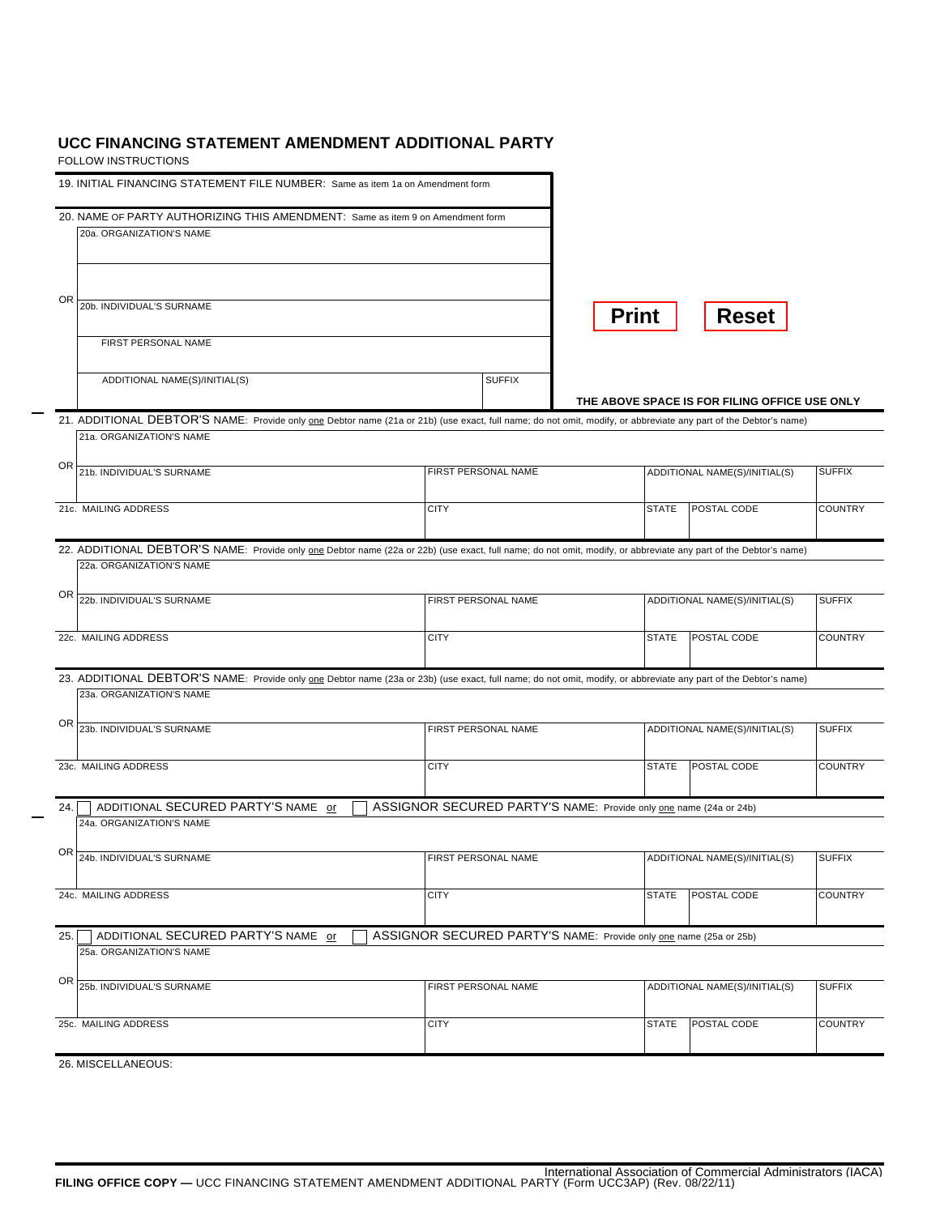## UCC FINANCING STATEMENT AMENDMENT ADDITIONAL PARTY

FOLLOW INSTRUCTIONS

19. INITIAL FINANCING STATEMENT FILE NUMBER: Same as item 1a on Amendment form

20. NAME OF PARTY AUTHORIZING THIS AMENDMENT: Same as item 9 on Amendment form

| 20a. ORGANIZATION'S NAME | |
|---|---|
| OR 20b. INDIVIDUAL'S SURNAME | |
| FIRST PERSONAL NAME | |
| ADDITIONAL NAME(S)/INITIAL(S) | SUFFIX |

Print Reset

THE ABOVE SPACE IS FOR FILING OFFICE USE ONLY

21. ADDITIONAL DEBTOR'S NAME: Provide only one Debtor name (21a or 21b) (use exact, full name; do not omit, modify, or abbreviate any part of the Debtor's name)

| 21a. ORGANIZATION'S NAME | | | | |
|---|---|---|---|---|
| OR 21b. INDIVIDUAL'S SURNAME | FIRST PERSONAL NAME | ADDITIONAL NAME(S)/INITIAL(S) | | SUFFIX |
| 21c. MAILING ADDRESS | CITY | STATE | POSTAL CODE | COUNTRY |

22. ADDITIONAL DEBTOR'S NAME: Provide only one Debtor name (22a or 22b) (use exact, full name; do not omit, modify, or abbreviate any part of the Debtor's name)

| 22a. ORGANIZATION'S NAME | | | | |
|---|---|---|---|---|
| OR 22b. INDIVIDUAL'S SURNAME | FIRST PERSONAL NAME | ADDITIONAL NAME(S)/INITIAL(S) | | SUFFIX |
| 22c. MAILING ADDRESS | CITY | STATE | POSTAL CODE | COUNTRY |

23. ADDITIONAL DEBTOR'S NAME: Provide only one Debtor name (23a or 23b) (use exact, full name; do not omit, modify, or abbreviate any part of the Debtor's name)

| 23a. ORGANIZATION'S NAME | | | | |
|---|---|---|---|---|
| OR 23b. INDIVIDUAL'S SURNAME | FIRST PERSONAL NAME | ADDITIONAL NAME(S)/INITIAL(S) | | SUFFIX |
| 23c. MAILING ADDRESS | CITY | STATE | POSTAL CODE | COUNTRY |

24. ☐ ADDITIONAL SECURED PARTY'S NAME or ☐ ASSIGNOR SECURED PARTY'S NAME: Provide only one name (24a or 24b)

| 24a. ORGANIZATION'S NAME | | | | |
|---|---|---|---|---|
| OR 24b. INDIVIDUAL'S SURNAME | FIRST PERSONAL NAME | ADDITIONAL NAME(S)/INITIAL(S) | | SUFFIX |
| 24c. MAILING ADDRESS | CITY | STATE | POSTAL CODE | COUNTRY |

25. ☐ ADDITIONAL SECURED PARTY'S NAME or ☐ ASSIGNOR SECURED PARTY'S NAME: Provide only one name (25a or 25b)

| 25a. ORGANIZATION'S NAME | | | | |
|---|---|---|---|---|
| OR 25b. INDIVIDUAL'S SURNAME | FIRST PERSONAL NAME | ADDITIONAL NAME(S)/INITIAL(S) | | SUFFIX |
| 25c. MAILING ADDRESS | CITY | STATE | POSTAL CODE | COUNTRY |

26. MISCELLANEOUS:

International Association of Commercial Administrators (IACA)

**FILING OFFICE COPY —** UCC FINANCING STATEMENT AMENDMENT ADDITIONAL PARTY (Form UCC3AP) (Rev. 08/22/11)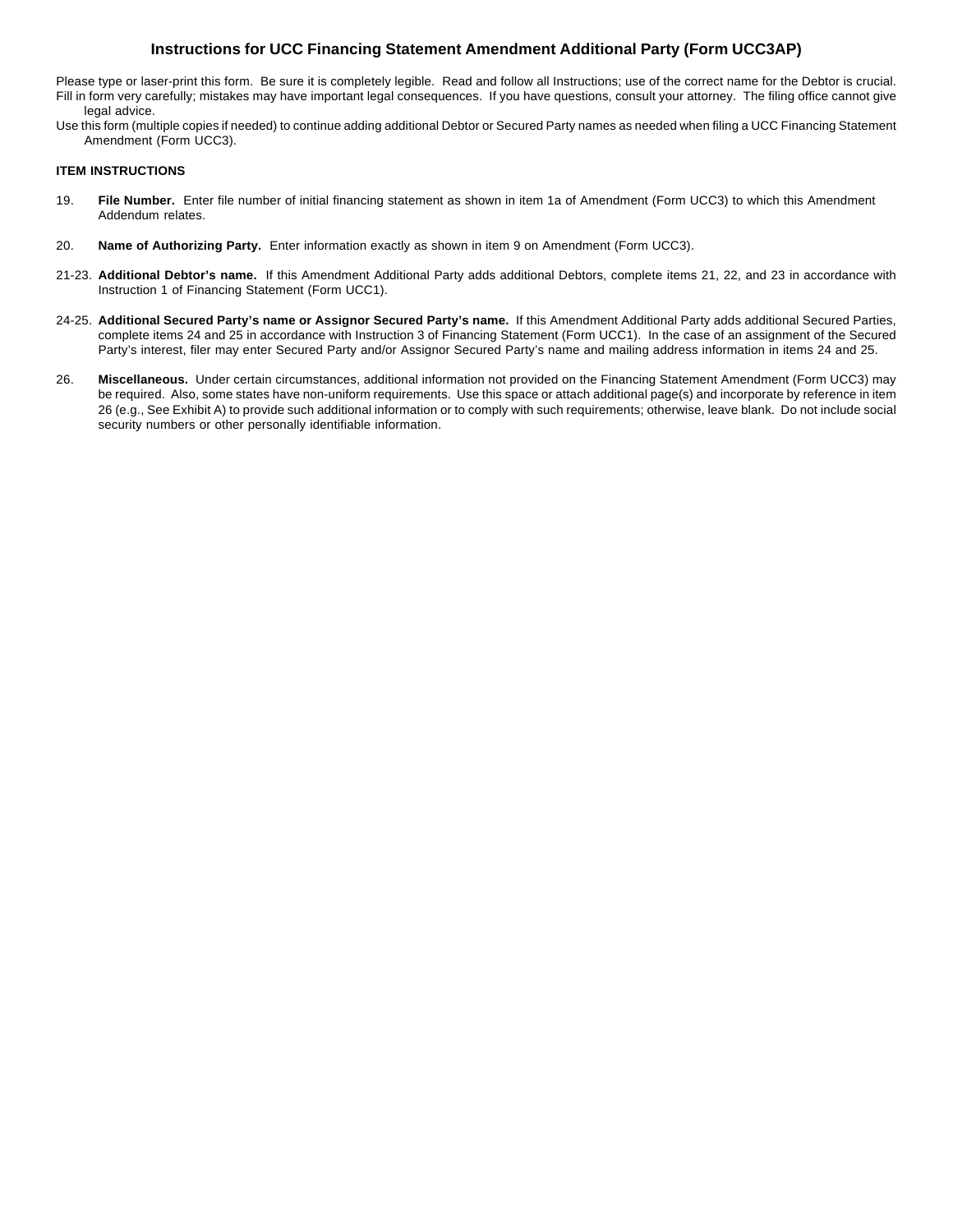# Instructions for UCC Financing Statement Amendment Additional Party (Form UCC3AP)

Please type or laser-print this form. Be sure it is completely legible. Read and follow all Instructions; use of the correct name for the Debtor is crucial.

Fill in form very carefully; mistakes may have important legal consequences. If you have questions, consult your attorney. The filing office cannot give legal advice.

Use this form (multiple copies if needed) to continue adding additional Debtor or Secured Party names as needed when filing a UCC Financing Statement Amendment (Form UCC3).

**ITEM INSTRUCTIONS**

19. **File Number.** Enter file number of initial financing statement as shown in item 1a of Amendment (Form UCC3) to which this Amendment Addendum relates.

20. **Name of Authorizing Party.** Enter information exactly as shown in item 9 on Amendment (Form UCC3).

21-23. **Additional Debtor's name.** If this Amendment Additional Party adds additional Debtors, complete items 21, 22, and 23 in accordance with Instruction 1 of Financing Statement (Form UCC1).

24-25. **Additional Secured Party's name or Assignor Secured Party's name.** If this Amendment Additional Party adds additional Secured Parties, complete items 24 and 25 in accordance with Instruction 3 of Financing Statement (Form UCC1). In the case of an assignment of the Secured Party's interest, filer may enter Secured Party and/or Assignor Secured Party's name and mailing address information in items 24 and 25.

26. **Miscellaneous.** Under certain circumstances, additional information not provided on the Financing Statement Amendment (Form UCC3) may be required. Also, some states have non-uniform requirements. Use this space or attach additional page(s) and incorporate by reference in item 26 (e.g., See Exhibit A) to provide such additional information or to comply with such requirements; otherwise, leave blank. Do not include social security numbers or other personally identifiable information.